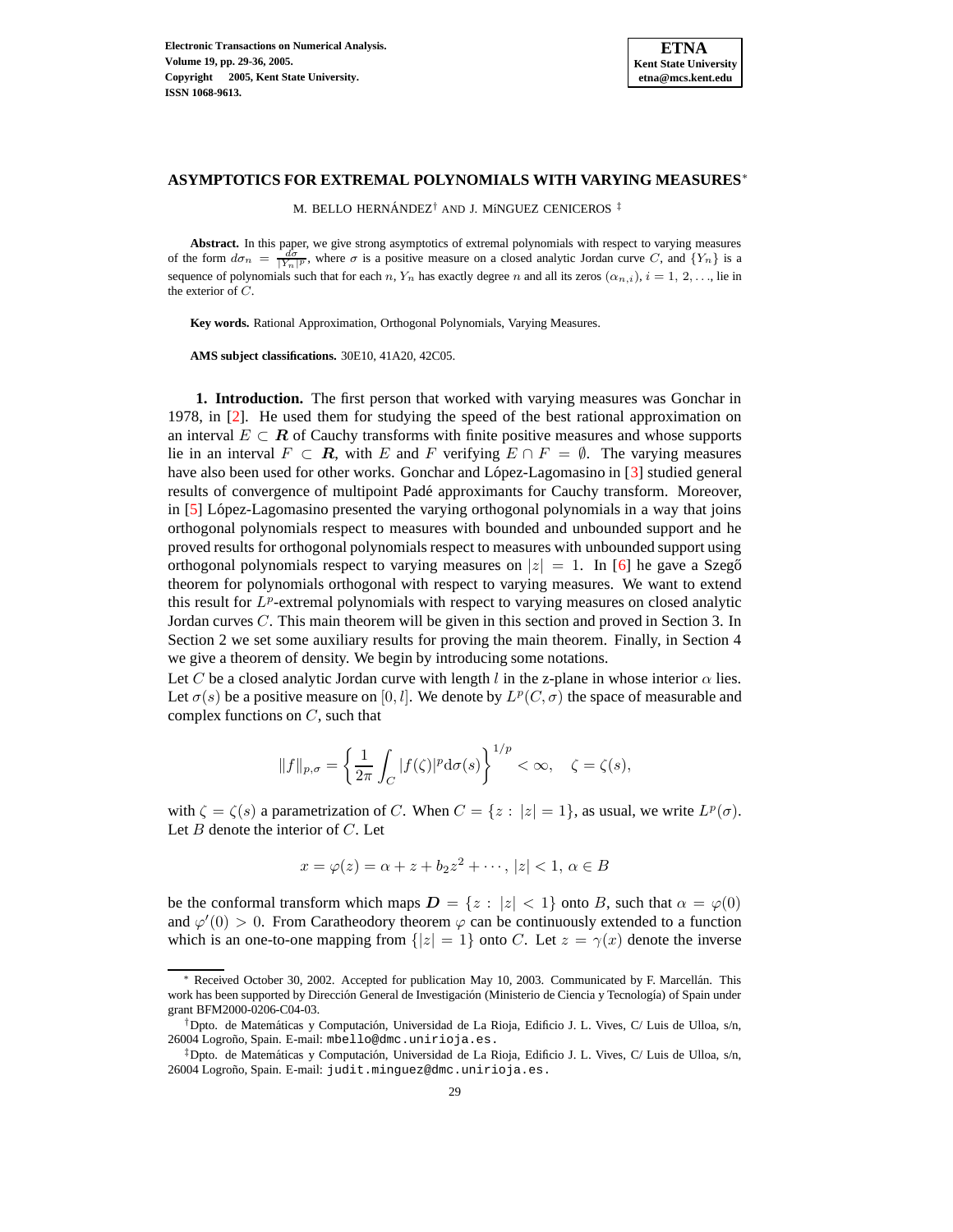# ASYMPTOTICS FOR EXTREMAL POLYNOMIALS WITH VARYING MEASURES*

M. BELLO HERNÁNDEZ[†] AND J. MíNGUEZ CENICEROS [‡]

**Abstract.** In this paper, we give strong asymptotics of extremal polynomials with respect to varying measures of the form $d\sigma_n = \frac{d\sigma}{|Y_n|^p}$, where $\sigma$ is a positive measure on a closed analytic Jordan curve $C$, and $\{Y_n\}$ is a sequence of polynomials such that for each $n$, $Y_n$ has exactly degree $n$ and all its zeros $(\alpha_{n,i})$, $i = 1, 2, \ldots$, lie in the exterior of $C$.

**Key words.** Rational Approximation, Orthogonal Polynomials, Varying Measures.

**AMS subject classifications.** 30E10, 41A20, 42C05.

**1. Introduction.** The first person that worked with varying measures was Gonchar in 1978, in [2]. He used them for studying the speed of the best rational approximation on an interval $E \subset \boldsymbol{R}$ of Cauchy transforms with finite positive measures and whose supports lie in an interval $F \subset \boldsymbol{R}$, with $E$ and $F$ verifying $E \cap F = \emptyset$. The varying measures have also been used for other works. Gonchar and López-Lagomasino in [3] studied general results of convergence of multipoint Padé approximants for Cauchy transform. Moreover, in [5] López-Lagomasino presented the varying orthogonal polynomials in a way that joins orthogonal polynomials respect to measures with bounded and unbounded support and he proved results for orthogonal polynomials respect to measures with unbounded support using orthogonal polynomials respect to varying measures on $|z| = 1$. In [6] he gave a Szegő theorem for polynomials orthogonal with respect to varying measures. We want to extend this result for $L^p$-extremal polynomials with respect to varying measures on closed analytic Jordan curves $C$. This main theorem will be given in this section and proved in Section 3. In Section 2 we set some auxiliary results for proving the main theorem. Finally, in Section 4 we give a theorem of density. We begin by introducing some notations.

Let $C$ be a closed analytic Jordan curve with length $l$ in the z-plane in whose interior $\alpha$ lies. Let $\sigma(s)$ be a positive measure on $[0, l]$. We denote by $L^p(C, \sigma)$ the space of measurable and complex functions on $C$, such that

$$\|f\|_{p,\sigma} = \left\{ \frac{1}{2\pi} \int_C |f(\zeta)|^p \mathrm{d}\sigma(s) \right\}^{1/p} < \infty, \quad \zeta = \zeta(s),$$

with $\zeta = \zeta(s)$ a parametrization of $C$. When $C = \{z : |z| = 1\}$, as usual, we write $L^p(\sigma)$. Let $B$ denote the interior of $C$. Let

$$x = \varphi(z) = \alpha + z + b_2 z^2 + \cdots, \, |z| < 1, \, \alpha \in B$$

be the conformal transform which maps $\boldsymbol{D} = \{z : |z| < 1\}$ onto $B$, such that $\alpha = \varphi(0)$ and $\varphi'(0) > 0$. From Caratheodory theorem $\varphi$ can be continuously extended to a function which is an one-to-one mapping from $\{|z| = 1\}$ onto $C$. Let $z = \gamma(x)$ denote the inverse

---

* Received October 30, 2002. Accepted for publication May 10, 2003. Communicated by F. Marcellán. This work has been supported by Dirección General de Investigación (Ministerio de Ciencia y Tecnología) of Spain under grant BFM2000-0206-C04-03.

[†]Dpto. de Matemáticas y Computación, Universidad de La Rioja, Edificio J. L. Vives, C/ Luis de Ulloa, s/n, 26004 Logroño, Spain. E-mail: mbello@dmc.unirioja.es.

[‡]Dpto. de Matemáticas y Computación, Universidad de La Rioja, Edificio J. L. Vives, C/ Luis de Ulloa, s/n, 26004 Logroño, Spain. E-mail: judit.minguez@dmc.unirioja.es.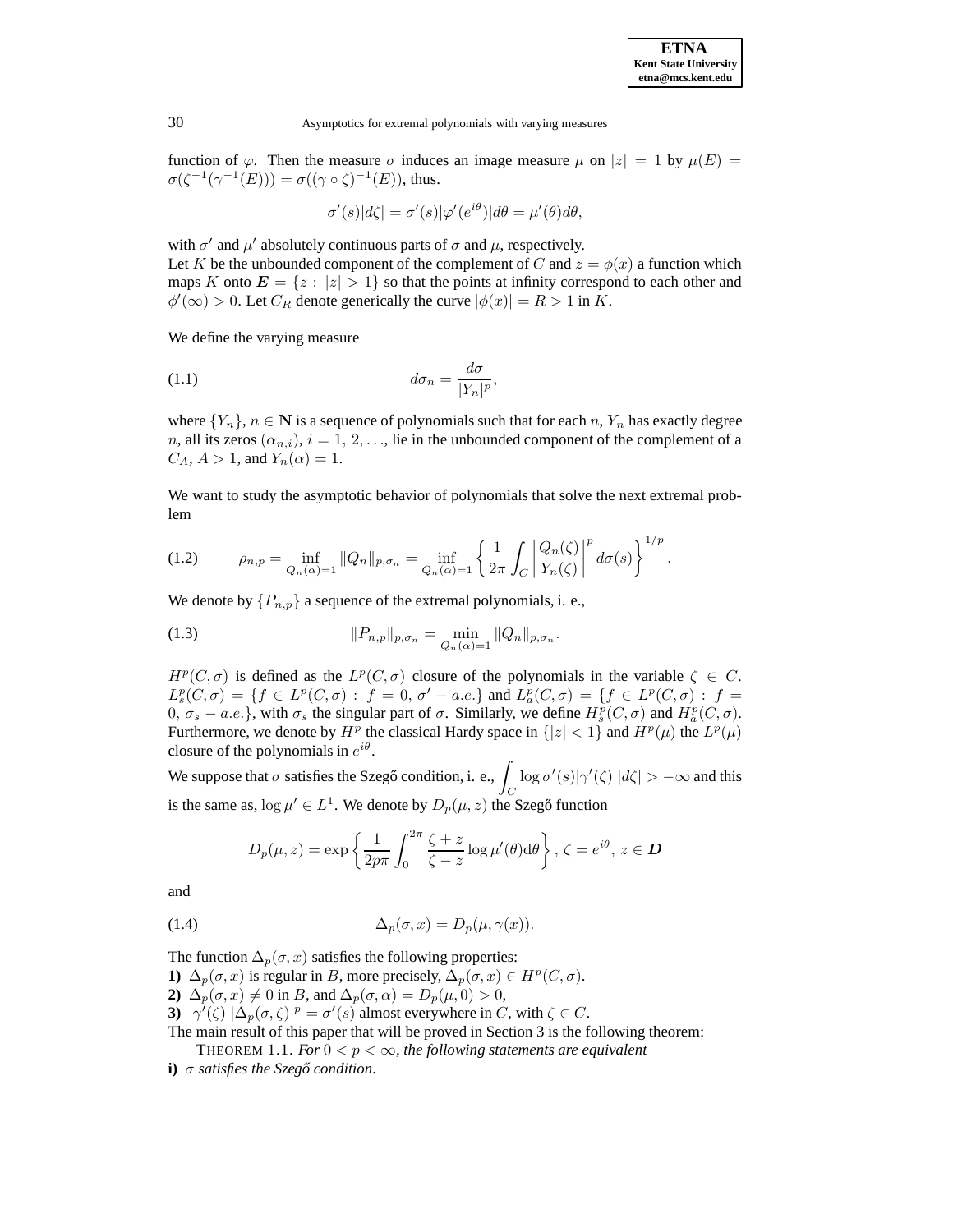function of $\varphi$. Then the measure $\sigma$ induces an image measure $\mu$ on $|z| = 1$ by $\mu(E) = \sigma(\zeta^{-1}(\gamma^{-1}(E))) = \sigma((\gamma \circ \zeta)^{-1}(E))$, thus.

$$\sigma'(s)|d\zeta| = \sigma'(s)|\varphi'(e^{i\theta})|d\theta = \mu'(\theta)d\theta,$$

with $\sigma'$ and $\mu'$ absolutely continuous parts of $\sigma$ and $\mu$, respectively.
Let $K$ be the unbounded component of the complement of $C$ and $z = \phi(x)$ a function which maps $K$ onto $\boldsymbol{E} = \{z : |z| > 1\}$ so that the points at infinity correspond to each other and $\phi'(\infty) > 0$. Let $C_R$ denote generically the curve $|\phi(x)| = R > 1$ in $K$.

We define the varying measure

$$d\sigma_n = \frac{d\sigma}{|Y_n|^p}, \tag{1.1}$$

where $\{Y_n\}$, $n \in \mathbf{N}$ is a sequence of polynomials such that for each $n$, $Y_n$ has exactly degree $n$, all its zeros $(\alpha_{n,i})$, $i = 1, 2, \ldots$, lie in the unbounded component of the complement of a $C_A$, $A > 1$, and $Y_n(\alpha) = 1$.

We want to study the asymptotic behavior of polynomials that solve the next extremal problem

$$\rho_{n,p} = \inf_{Q_n(\alpha)=1} \|Q_n\|_{p,\sigma_n} = \inf_{Q_n(\alpha)=1} \left\{ \frac{1}{2\pi} \int_C \left| \frac{Q_n(\zeta)}{Y_n(\zeta)} \right|^p d\sigma(s) \right\}^{1/p}. \tag{1.2}$$

We denote by $\{P_{n,p}\}$ a sequence of the extremal polynomials, i. e.,

$$\|P_{n,p}\|_{p,\sigma_n} = \min_{Q_n(\alpha)=1} \|Q_n\|_{p,\sigma_n}. \tag{1.3}$$

$H^p(C, \sigma)$ is defined as the $L^p(C, \sigma)$ closure of the polynomials in the variable $\zeta \in C$. $L^p_s(C, \sigma) = \{f \in L^p(C, \sigma) : f = 0,\ \sigma' - a.e.\}$ and $L^p_a(C, \sigma) = \{f \in L^p(C, \sigma) : f = 0,\ \sigma_s - a.e.\}$, with $\sigma_s$ the singular part of $\sigma$. Similarly, we define $H^p_s(C, \sigma)$ and $H^p_a(C, \sigma)$. Furthermore, we denote by $H^p$ the classical Hardy space in $\{|z| < 1\}$ and $H^p(\mu)$ the $L^p(\mu)$ closure of the polynomials in $e^{i\theta}$.

We suppose that $\sigma$ satisfies the Szegő condition, i. e., $\displaystyle\int_C \log \sigma'(s)|\gamma'(\zeta)||d\zeta| > -\infty$ and this is the same as, $\log \mu' \in L^1$. We denote by $D_p(\mu, z)$ the Szegő function

$$D_p(\mu, z) = \exp\left\{ \frac{1}{2p\pi} \int_0^{2\pi} \frac{\zeta + z}{\zeta - z} \log \mu'(\theta) \mathrm{d}\theta \right\},\ \zeta = e^{i\theta},\ z \in \boldsymbol{D}$$

and

$$\Delta_p(\sigma, x) = D_p(\mu, \gamma(x)). \tag{1.4}$$

The function $\Delta_p(\sigma, x)$ satisfies the following properties:

**1)** $\Delta_p(\sigma, x)$ is regular in $B$, more precisely, $\Delta_p(\sigma, x) \in H^p(C, \sigma)$.
**2)** $\Delta_p(\sigma, x) \neq 0$ in $B$, and $\Delta_p(\sigma, \alpha) = D_p(\mu, 0) > 0$,
**3)** $|\gamma'(\zeta)||\Delta_p(\sigma, \zeta)|^p = \sigma'(s)$ almost everywhere in $C$, with $\zeta \in C$.

The main result of this paper that will be proved in Section 3 is the following theorem:

THEOREM 1.1. *For $0 < p < \infty$, the following statements are equivalent*

**i)** *$\sigma$ satisfies the Szegő condition.*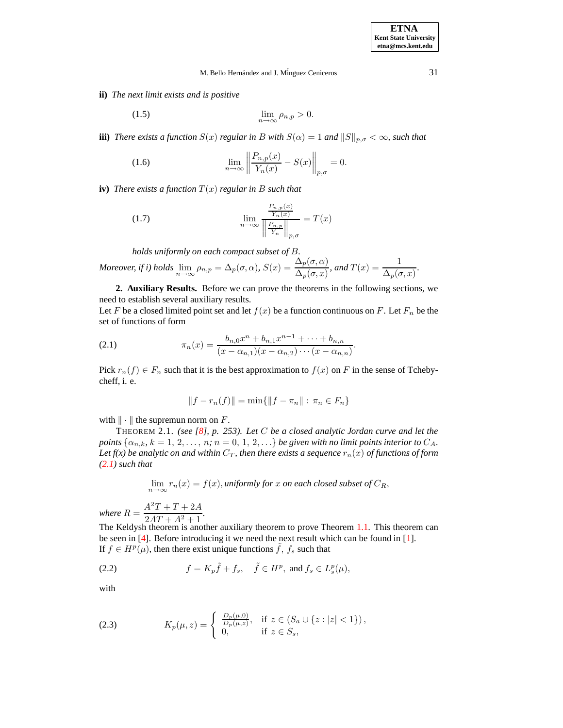**ii)** *The next limit exists and is positive*

$$\lim_{n\to\infty} \rho_{n,p} > 0. \tag{1.5}$$

**iii)** *There exists a function $S(x)$ regular in $B$ with $S(\alpha) = 1$ and $\|S\|_{p,\sigma} < \infty$, such that*

$$\lim_{n\to\infty} \left\| \frac{P_{n,p}(x)}{Y_n(x)} - S(x) \right\|_{p,\sigma} = 0. \tag{1.6}$$

**iv)** *There exists a function $T(x)$ regular in $B$ such that*

$$\lim_{n\to\infty} \frac{\frac{P_{n,p}(x)}{Y_n(x)}}{\left\| \frac{P_{n,p}}{Y_n} \right\|_{p,\sigma}} = T(x) \tag{1.7}$$

*holds uniformly on each compact subset of $B$.*

*Moreover, if i) holds $\lim_{n\to\infty} \rho_{n,p} = \Delta_p(\sigma,\alpha)$, $S(x) = \dfrac{\Delta_p(\sigma,\alpha)}{\Delta_p(\sigma,x)}$, and $T(x) = \dfrac{1}{\Delta_p(\sigma,x)}$.*

**2. Auxiliary Results.** Before we can prove the theorems in the following sections, we need to establish several auxiliary results.

Let $F$ be a closed limited point set and let $f(x)$ be a function continuous on $F$. Let $F_n$ be the set of functions of form

$$\pi_n(x) = \frac{b_{n,0}x^n + b_{n,1}x^{n-1} + \cdots + b_{n,n}}{(x-\alpha_{n,1})(x-\alpha_{n,2})\cdots(x-\alpha_{n,n})}. \tag{2.1}$$

Pick $r_n(f) \in F_n$ such that it is the best approximation to $f(x)$ on $F$ in the sense of Tchebycheff, i. e.

$$\|f - r_n(f)\| = \min\{\|f - \pi_n\| : \pi_n \in F_n\}$$

with $\|\cdot\|$ the supremun norm on $F$.

THEOREM 2.1. *(see [8], p. 253). Let $C$ be a closed analytic Jordan curve and let the points $\{\alpha_{n,k},\ k = 1, 2, \ldots, n;\ n = 0, 1, 2, \ldots\}$ be given with no limit points interior to $C_A$. Let f(x) be analytic on and within $C_T$, then there exists a sequence $r_n(x)$ of functions of form (2.1) such that*

$$\lim_{n\to\infty} r_n(x) = f(x), \text{uniformly for } x \text{ on each closed subset of } C_R,$$

*where $R = \dfrac{A^2T + T + 2A}{2AT + A^2 + 1}$.*

The Keldysh theorem is another auxiliary theorem to prove Theorem 1.1. This theorem can be seen in [4]. Before introducing it we need the next result which can be found in [1].

If $f \in H^p(\mu)$, then there exist unique functions $\tilde{f}$, $f_s$ such that

$$f = K_p\tilde{f} + f_s, \quad \tilde{f} \in H^p, \text{ and } f_s \in L^p_s(\mu), \tag{2.2}$$

with

$$K_p(\mu, z) = \begin{cases} \frac{D_p(\mu,0)}{D_p(\mu,z)}, & \text{if } z \in (S_a \cup \{z : |z| < 1\}), \\ 0, & \text{if } z \in S_s, \end{cases} \tag{2.3}$$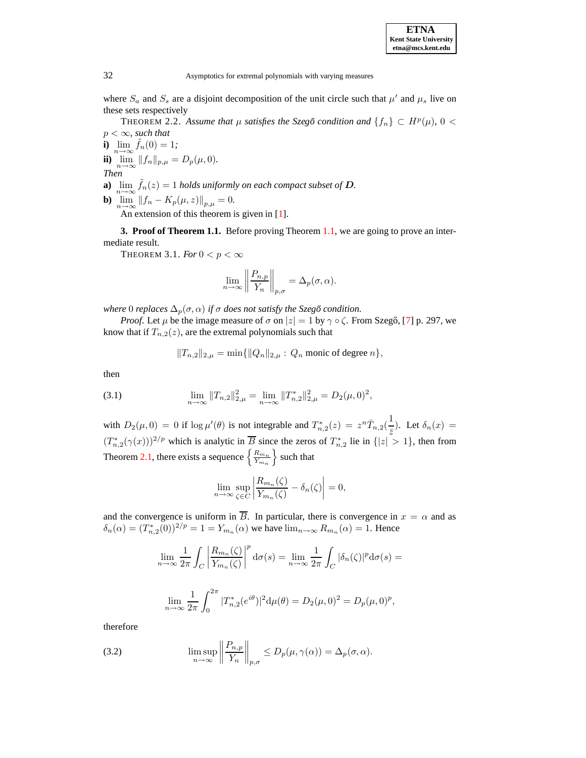where $S_a$ and $S_s$ are a disjoint decomposition of the unit circle such that $\mu'$ and $\mu_s$ live on these sets respectively

THEOREM 2.2. *Assume that $\mu$ satisfies the Szegő condition and $\{f_n\} \subset H^p(\mu)$, $0 < p < \infty$, such that*

**i)** $\lim_{n\to\infty} \tilde{f}_n(0) = 1$;

**ii)** $\lim_{n\to\infty} \|f_n\|_{p,\mu} = D_p(\mu, 0)$.

*Then*

**a)** $\lim_{n\to\infty} \tilde{f}_n(z) = 1$ *holds uniformly on each compact subset of* $\boldsymbol{D}$.

**b)** $\lim_{n\to\infty} \|f_n - K_p(\mu, z)\|_{p,\mu} = 0$.

An extension of this theorem is given in [1].

**3. Proof of Theorem 1.1.** Before proving Theorem 1.1, we are going to prove an intermediate result.

THEOREM 3.1. *For* $0 < p < \infty$

$$\lim_{n\to\infty} \left\| \frac{P_{n,p}}{Y_n} \right\|_{p,\sigma} = \Delta_p(\sigma, \alpha).$$

*where* $0$ *replaces* $\Delta_p(\sigma,\alpha)$ *if* $\sigma$ *does not satisfy the Szegő condition.*

*Proof.* Let $\mu$ be the image measure of $\sigma$ on $|z| = 1$ by $\gamma \circ \zeta$. From Szegő, [7] p. 297, we know that if $T_{n,2}(z)$, are the extremal polynomials such that

$$\|T_{n,2}\|_{2,\mu} = \min\{\|Q_n\|_{2,\mu} : \, Q_n \text{ monic of degree } n\},$$

then

$$\lim_{n\to\infty} \|T_{n,2}\|^2_{2,\mu} = \lim_{n\to\infty} \|T^*_{n,2}\|^2_{2,\mu} = D_2(\mu, 0)^2, \tag{3.1}$$

with $D_2(\mu, 0) = 0$ if $\log \mu'(\theta)$ is not integrable and $T^*_{n,2}(z) = z^n \bar{T}_{n,2}(\frac{1}{\bar{z}})$. Let $\delta_n(x) = (T^*_{n,2}(\gamma(x)))^{2/p}$ which is analytic in $\overline{B}$ since the zeros of $T^*_{n,2}$ lie in $\{|z| > 1\}$, then from Theorem 2.1, there exists a sequence $\left\{\frac{R_{m_n}}{Y_{m_n}}\right\}$ such that

$$\lim_{n\to\infty} \sup_{\zeta\in C} \left| \frac{R_{m_n}(\zeta)}{Y_{m_n}(\zeta)} - \delta_n(\zeta) \right| = 0,$$

and the convergence is uniform in $\overline{B}$. In particular, there is convergence in $x = \alpha$ and as $\delta_n(\alpha) = (T^*_{n,2}(0))^{2/p} = 1 = Y_{m_n}(\alpha)$ we have $\lim_{n\to\infty} R_{m_n}(\alpha) = 1$. Hence

$$\lim_{n\to\infty} \frac{1}{2\pi} \int_C \left| \frac{R_{m_n}(\zeta)}{Y_{m_n}(\zeta)} \right|^p \mathrm{d}\sigma(s) = \lim_{n\to\infty} \frac{1}{2\pi} \int_C |\delta_n(\zeta)|^p \mathrm{d}\sigma(s) =$$

$$\lim_{n\to\infty} \frac{1}{2\pi} \int_0^{2\pi} |T^*_{n,2}(e^{i\theta})|^2 \mathrm{d}\mu(\theta) = D_2(\mu, 0)^2 = D_p(\mu, 0)^p,$$

therefore

$$\limsup_{n\to\infty} \left\| \frac{P_{n,p}}{Y_n} \right\|_{p,\sigma} \leq D_p(\mu, \gamma(\alpha)) = \Delta_p(\sigma, \alpha). \tag{3.2}$$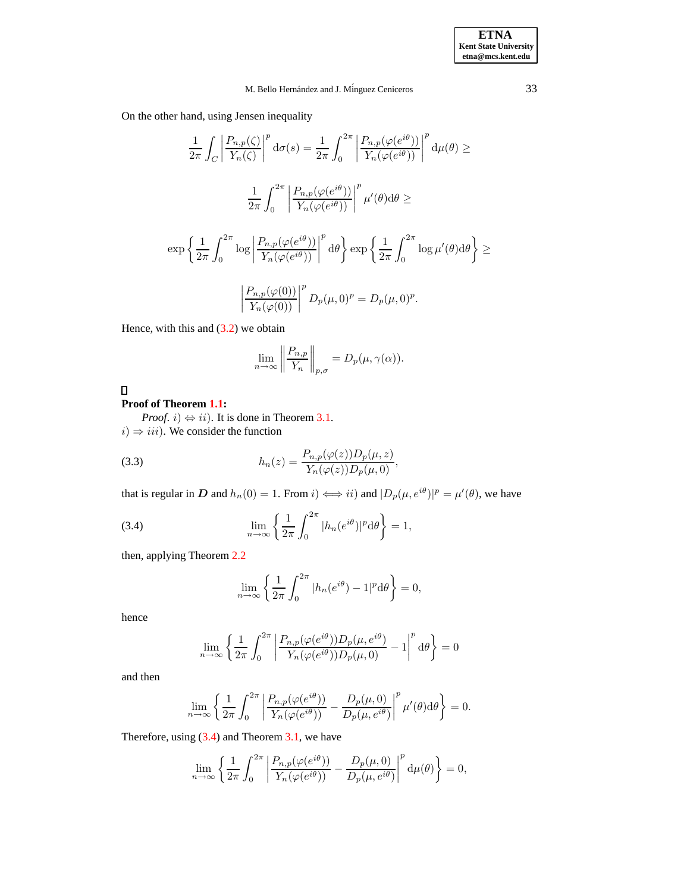On the other hand, using Jensen inequality

$$\frac{1}{2\pi}\int_C \left|\frac{P_{n,p}(\zeta)}{Y_n(\zeta)}\right|^p \mathrm{d}\sigma(s) = \frac{1}{2\pi}\int_0^{2\pi} \left|\frac{P_{n,p}(\varphi(e^{i\theta}))}{Y_n(\varphi(e^{i\theta}))}\right|^p \mathrm{d}\mu(\theta) \geq$$

$$\frac{1}{2\pi}\int_0^{2\pi} \left|\frac{P_{n,p}(\varphi(e^{i\theta}))}{Y_n(\varphi(e^{i\theta}))}\right|^p \mu'(\theta)\mathrm{d}\theta \geq$$

$$\exp\left\{\frac{1}{2\pi}\int_0^{2\pi} \log\left|\frac{P_{n,p}(\varphi(e^{i\theta}))}{Y_n(\varphi(e^{i\theta}))}\right|^p \mathrm{d}\theta\right\} \exp\left\{\frac{1}{2\pi}\int_0^{2\pi} \log \mu'(\theta)\mathrm{d}\theta\right\} \geq$$

$$\left|\frac{P_{n,p}(\varphi(0))}{Y_n(\varphi(0))}\right|^p D_p(\mu,0)^p = D_p(\mu,0)^p.$$

Hence, with this and (3.2) we obtain

$$\lim_{n\to\infty} \left\|\frac{P_{n,p}}{Y_n}\right\|_{p,\sigma} = D_p(\mu,\gamma(\alpha)).$$

□

**Proof of Theorem 1.1:**

*Proof.* $i) \Leftrightarrow ii)$. It is done in Theorem 3.1.
$i) \Rightarrow iii)$. We consider the function

$$h_n(z) = \frac{P_{n,p}(\varphi(z))D_p(\mu,z)}{Y_n(\varphi(z))D_p(\mu,0)}, \tag{3.3}$$

that is regular in $\boldsymbol{D}$ and $h_n(0) = 1$. From $i) \iff ii)$ and $|D_p(\mu,e^{i\theta})|^p = \mu'(\theta)$, we have

$$\lim_{n\to\infty}\left\{\frac{1}{2\pi}\int_0^{2\pi} |h_n(e^{i\theta})|^p \mathrm{d}\theta\right\} = 1, \tag{3.4}$$

then, applying Theorem 2.2

$$\lim_{n\to\infty}\left\{\frac{1}{2\pi}\int_0^{2\pi} |h_n(e^{i\theta}) - 1|^p \mathrm{d}\theta\right\} = 0,$$

hence

$$\lim_{n\to\infty}\left\{\frac{1}{2\pi}\int_0^{2\pi} \left|\frac{P_{n,p}(\varphi(e^{i\theta}))D_p(\mu,e^{i\theta})}{Y_n(\varphi(e^{i\theta}))D_p(\mu,0)} - 1\right|^p \mathrm{d}\theta\right\} = 0$$

and then

$$\lim_{n\to\infty}\left\{\frac{1}{2\pi}\int_0^{2\pi} \left|\frac{P_{n,p}(\varphi(e^{i\theta}))}{Y_n(\varphi(e^{i\theta}))} - \frac{D_p(\mu,0)}{D_p(\mu,e^{i\theta})}\right|^p \mu'(\theta)\mathrm{d}\theta\right\} = 0.$$

Therefore, using (3.4) and Theorem 3.1, we have

$$\lim_{n\to\infty}\left\{\frac{1}{2\pi}\int_0^{2\pi} \left|\frac{P_{n,p}(\varphi(e^{i\theta}))}{Y_n(\varphi(e^{i\theta}))} - \frac{D_p(\mu,0)}{D_p(\mu,e^{i\theta})}\right|^p \mathrm{d}\mu(\theta)\right\} = 0,$$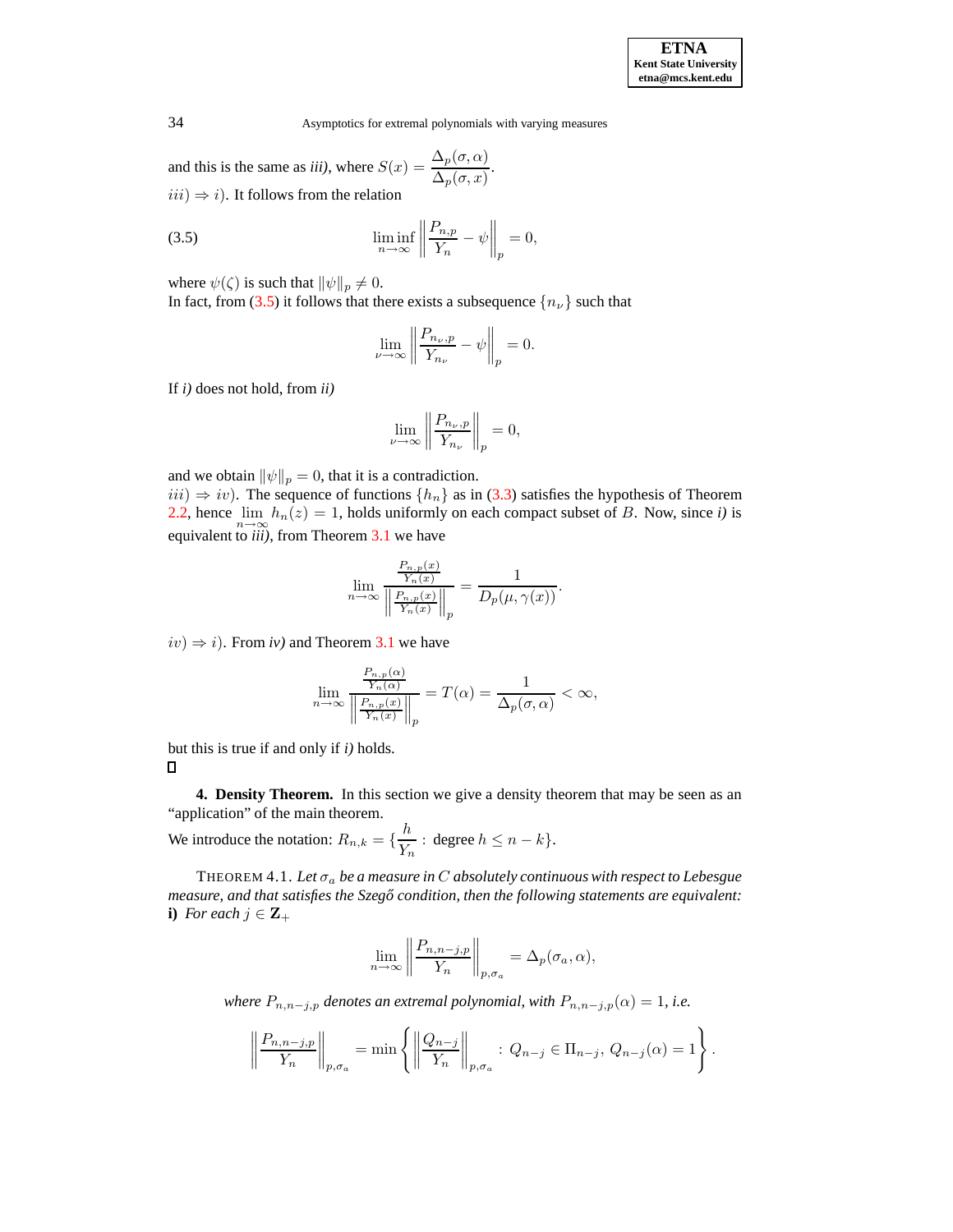and this is the same as *iii)*, where $S(x) = \dfrac{\Delta_p(\sigma,\alpha)}{\Delta_p(\sigma,x)}$.

$iii) \Rightarrow i)$. It follows from the relation

$$\liminf_{n\to\infty} \left\| \frac{P_{n,p}}{Y_n} - \psi \right\|_p = 0, \tag{3.5}$$

where $\psi(\zeta)$ is such that $\|\psi\|_p \neq 0$.

In fact, from (3.5) it follows that there exists a subsequence $\{n_\nu\}$ such that

$$\lim_{\nu\to\infty} \left\| \frac{P_{n_\nu,p}}{Y_{n_\nu}} - \psi \right\|_p = 0.$$

If *i)* does not hold, from *ii)*

$$\lim_{\nu\to\infty} \left\| \frac{P_{n_\nu,p}}{Y_{n_\nu}} \right\|_p = 0,$$

and we obtain $\|\psi\|_p = 0$, that it is a contradiction.

$iii) \Rightarrow iv)$. The sequence of functions $\{h_n\}$ as in (3.3) satisfies the hypothesis of Theorem 2.2, hence $\lim_{n\to\infty} h_n(z) = 1$, holds uniformly on each compact subset of $B$. Now, since *i)* is equivalent to *iii)*, from Theorem 3.1 we have

$$\lim_{n\to\infty} \frac{\frac{P_{n,p}(x)}{Y_n(x)}}{\left\| \frac{P_{n,p}(x)}{Y_n(x)} \right\|_p} = \frac{1}{D_p(\mu,\gamma(x))}.$$

$iv) \Rightarrow i)$. From *iv)* and Theorem 3.1 we have

$$\lim_{n\to\infty} \frac{\frac{P_{n,p}(\alpha)}{Y_n(\alpha)}}{\left\| \frac{P_{n,p}(x)}{Y_n(x)} \right\|_p} = T(\alpha) = \frac{1}{\Delta_p(\sigma,\alpha)} < \infty,$$

but this is true if and only if *i)* holds.

□

## 4. Density Theorem.

In this section we give a density theorem that may be seen as an "application" of the main theorem.

We introduce the notation: $R_{n,k} = \{\dfrac{h}{Y_n} : \text{ degree } h \leq n-k\}$.

THEOREM 4.1. *Let $\sigma_a$ be a measure in $C$ absolutely continuous with respect to Lebesgue measure, and that satisfies the Szegő condition, then the following statements are equivalent:*

**i)** *For each $j \in \mathbf{Z}_+$*

$$\lim_{n\to\infty} \left\| \frac{P_{n,n-j,p}}{Y_n} \right\|_{p,\sigma_a} = \Delta_p(\sigma_a,\alpha),$$

*where $P_{n,n-j,p}$ denotes an extremal polynomial, with $P_{n,n-j,p}(\alpha) = 1$, i.e.*

$$\left\| \frac{P_{n,n-j,p}}{Y_n} \right\|_{p,\sigma_a} = \min\left\{ \left\| \frac{Q_{n-j}}{Y_n} \right\|_{p,\sigma_a} : \, Q_{n-j} \in \Pi_{n-j},\, Q_{n-j}(\alpha) = 1 \right\}.$$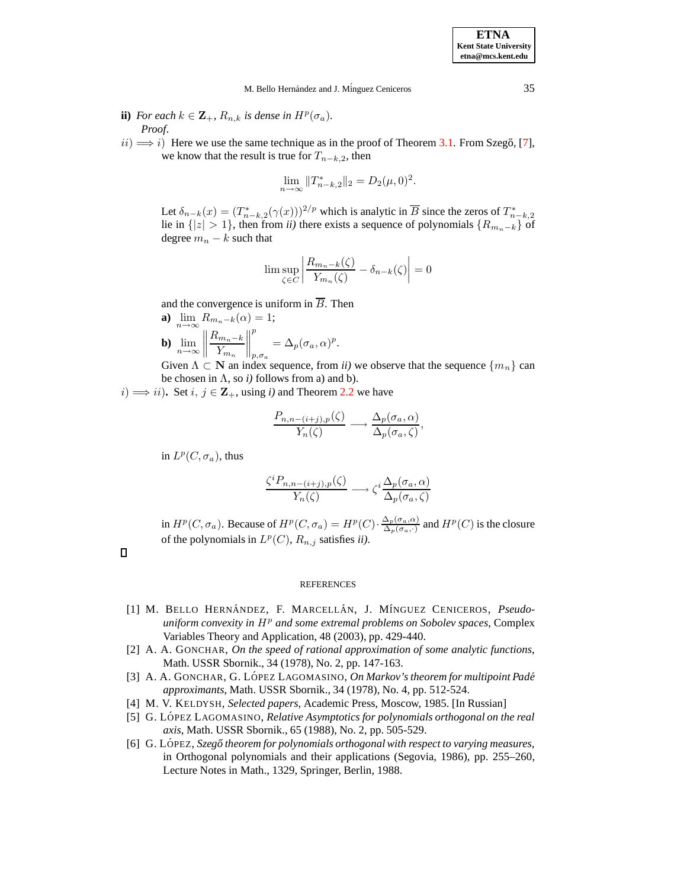**ii)** *For each* $k \in \mathbf{Z}_+$, $R_{n,k}$ *is dense in* $H^p(\sigma_a)$.

*Proof.*

$ii) \Longrightarrow i)$ Here we use the same technique as in the proof of Theorem 3.1. From Szegő, [7], we know that the result is true for $T_{n-k,2}$, then

$$\lim_{n\to\infty} \|T^*_{n-k,2}\|_2 = D_2(\mu, 0)^2.$$

Let $\delta_{n-k}(x) = (T^*_{n-k,2}(\gamma(x)))^{2/p}$ which is analytic in $\overline{B}$ since the zeros of $T^*_{n-k,2}$ lie in $\{|z| > 1\}$, then from *ii)* there exists a sequence of polynomials $\{R_{m_n-k}\}$ of degree $m_n - k$ such that

$$\limsup_{\zeta \in C} \left| \frac{R_{m_n-k}(\zeta)}{Y_{m_n}(\zeta)} - \delta_{n-k}(\zeta) \right| = 0$$

and the convergence is uniform in $\overline{B}$. Then

**a)** $\lim_{n\to\infty} R_{m_n-k}(\alpha) = 1$;

**b)** $\lim_{n\to\infty} \left\| \dfrac{R_{m_n-k}}{Y_{m_n}} \right\|^p_{p,\sigma_a} = \Delta_p(\sigma_a, \alpha)^p$.

Given $\Lambda \subset \mathbf{N}$ an index sequence, from *ii)* we observe that the sequence $\{m_n\}$ can be chosen in $\Lambda$, so *i)* follows from a) and b).

$i) \Longrightarrow ii)$**.** Set $i,\, j \in \mathbf{Z}_+$, using *i)* and Theorem 2.2 we have

$$\frac{P_{n,n-(i+j),p}(\zeta)}{Y_n(\zeta)} \longrightarrow \frac{\Delta_p(\sigma_a, \alpha)}{\Delta_p(\sigma_a, \zeta)},$$

in $L^p(C, \sigma_a)$, thus

$$\frac{\zeta^i P_{n,n-(i+j),p}(\zeta)}{Y_n(\zeta)} \longrightarrow \zeta^i \frac{\Delta_p(\sigma_a, \alpha)}{\Delta_p(\sigma_a, \zeta)}$$

in $H^p(C, \sigma_a)$. Because of $H^p(C, \sigma_a) = H^p(C) \cdot \frac{\Delta_p(\sigma_a,\alpha)}{\Delta_p(\sigma_a,\cdot)}$ and $H^p(C)$ is the closure of the polynomials in $L^p(C)$, $R_{n,j}$ satisfies *ii)*.

□

REFERENCES

[1] M. Bello Hernández, F. Marcellán, J. Mínguez Ceniceros, *Pseudo-uniform convexity in* $H^p$ *and some extremal problems on Sobolev spaces*, Complex Variables Theory and Application, 48 (2003), pp. 429-440.

[2] A. A. Gonchar, *On the speed of rational approximation of some analytic functions*, Math. USSR Sbornik., 34 (1978), No. 2, pp. 147-163.

[3] A. A. Gonchar, G. López Lagomasino, *On Markov's theorem for multipoint Padé approximants*, Math. USSR Sbornik., 34 (1978), No. 4, pp. 512-524.

[4] M. V. Keldysh, *Selected papers*, Academic Press, Moscow, 1985. [In Russian]

[5] G. López Lagomasino, *Relative Asymptotics for polynomials orthogonal on the real axis*, Math. USSR Sbornik., 65 (1988), No. 2, pp. 505-529.

[6] G. López, *Szegő theorem for polynomials orthogonal with respect to varying measures*, in Orthogonal polynomials and their applications (Segovia, 1986), pp. 255–260, Lecture Notes in Math., 1329, Springer, Berlin, 1988.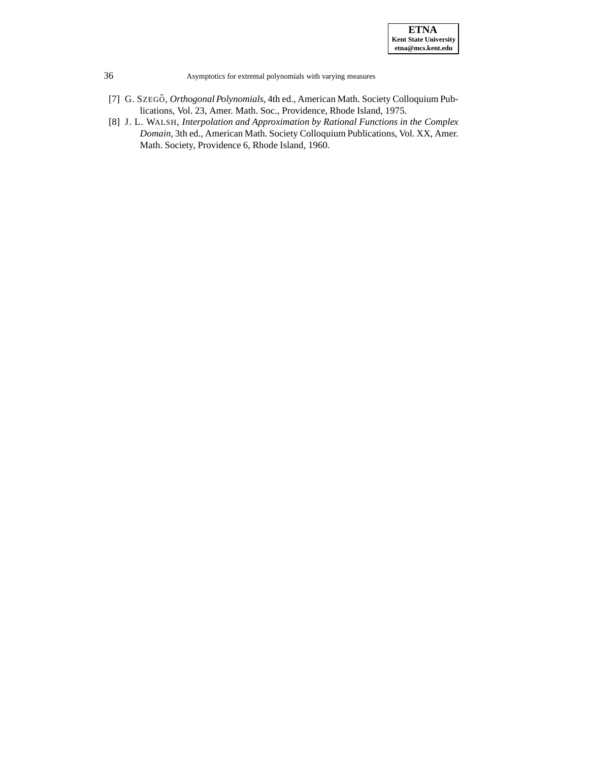[7] G. SZEGŐ, *Orthogonal Polynomials*, 4th ed., American Math. Society Colloquium Publications, Vol. 23, Amer. Math. Soc., Providence, Rhode Island, 1975.

[8] J. L. WALSH, *Interpolation and Approximation by Rational Functions in the Complex Domain*, 3th ed., American Math. Society Colloquium Publications, Vol. XX, Amer. Math. Society, Providence 6, Rhode Island, 1960.